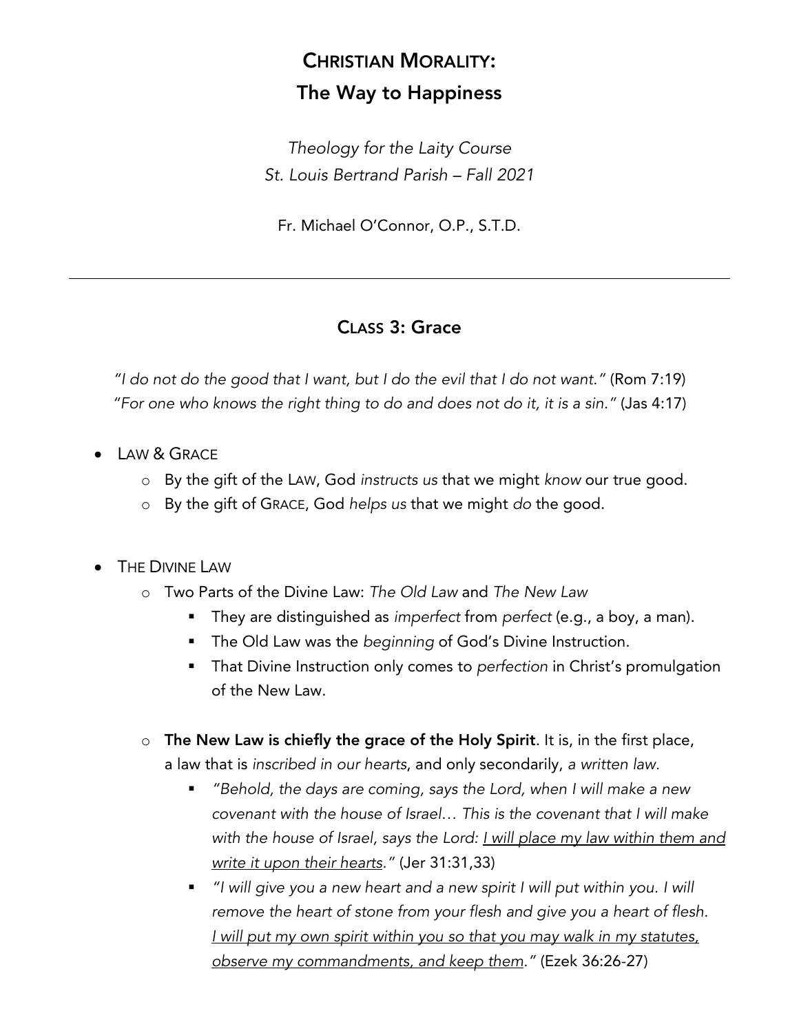# CHRISTIAN MORALITY:
# The Way to Happiness

*Theology for the Laity Course*
*St. Louis Bertrand Parish – Fall 2021*

Fr. Michael O'Connor, O.P., S.T.D.

---

## CLASS 3: Grace

*"I do not do the good that I want, but I do the evil that I do not want."* (Rom 7:19)
*"For one who knows the right thing to do and does not do it, it is a sin."* (Jas 4:17)

- LAW & GRACE
  - By the gift of the LAW, God *instructs us* that we might *know* our true good.
  - By the gift of GRACE, God *helps us* that we might *do* the good.

- THE DIVINE LAW
  - Two Parts of the Divine Law: *The Old Law* and *The New Law*
    - They are distinguished as *imperfect* from *perfect* (e.g., a boy, a man).
    - The Old Law was the *beginning* of God's Divine Instruction.
    - That Divine Instruction only comes to *perfection* in Christ's promulgation of the New Law.
  - **The New Law is chiefly the grace of the Holy Spirit**. It is, in the first place, a law that is *inscribed in our hearts*, and only secondarily, *a written law*.
    - *"Behold, the days are coming, says the Lord, when I will make a new covenant with the house of Israel… This is the covenant that I will make with the house of Israel, says the Lord: <u>I will place my law within them and write it upon their hearts</u>."* (Jer 31:31,33)
    - *"I will give you a new heart and a new spirit I will put within you. I will remove the heart of stone from your flesh and give you a heart of flesh. <u>I will put my own spirit within you so that you may walk in my statutes, observe my commandments, and keep them</u>."* (Ezek 36:26-27)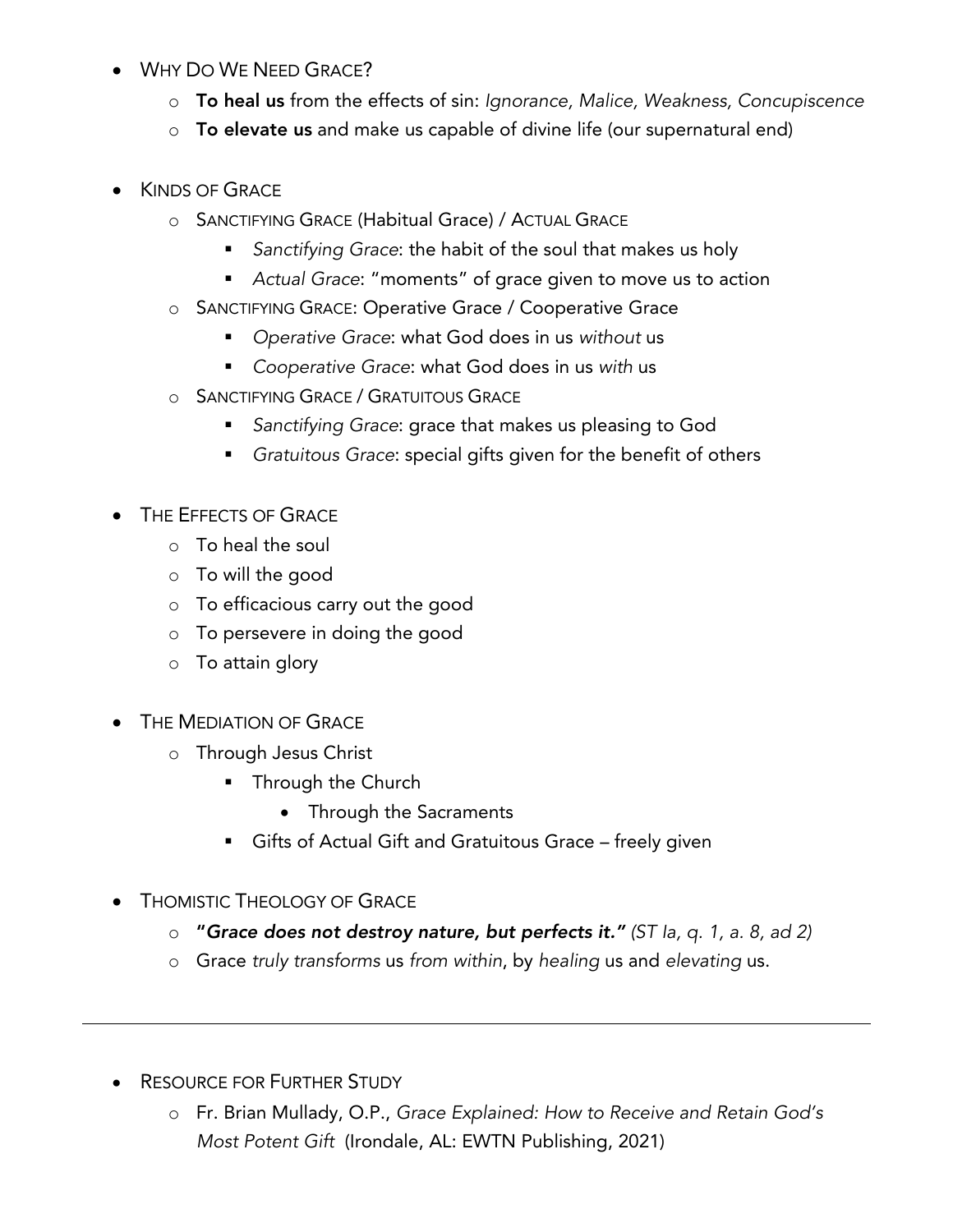- Why Do We Need Grace?
  - **To heal us** from the effects of sin: *Ignorance, Malice, Weakness, Concupiscence*
  - **To elevate us** and make us capable of divine life (our supernatural end)

- Kinds of Grace
  - Sanctifying Grace (Habitual Grace) / Actual Grace
    - *Sanctifying Grace*: the habit of the soul that makes us holy
    - *Actual Grace*: "moments" of grace given to move us to action
  - Sanctifying Grace: Operative Grace / Cooperative Grace
    - *Operative Grace*: what God does in us *without* us
    - *Cooperative Grace*: what God does in us *with* us
  - Sanctifying Grace / Gratuitous Grace
    - *Sanctifying Grace*: grace that makes us pleasing to God
    - *Gratuitous Grace*: special gifts given for the benefit of others

- The Effects of Grace
  - To heal the soul
  - To will the good
  - To efficacious carry out the good
  - To persevere in doing the good
  - To attain glory

- The Mediation of Grace
  - Through Jesus Christ
    - Through the Church
      - Through the Sacraments
    - Gifts of Actual Gift and Gratuitous Grace – freely given

- Thomistic Theology of Grace
  - ***"Grace does not destroy nature, but perfects it."*** *(ST Ia, q. 1, a. 8, ad 2)*
  - Grace *truly transforms* us *from within*, by *healing* us and *elevating* us.

---

- Resource for Further Study
  - Fr. Brian Mullady, O.P., *Grace Explained: How to Receive and Retain God's Most Potent Gift* (Irondale, AL: EWTN Publishing, 2021)